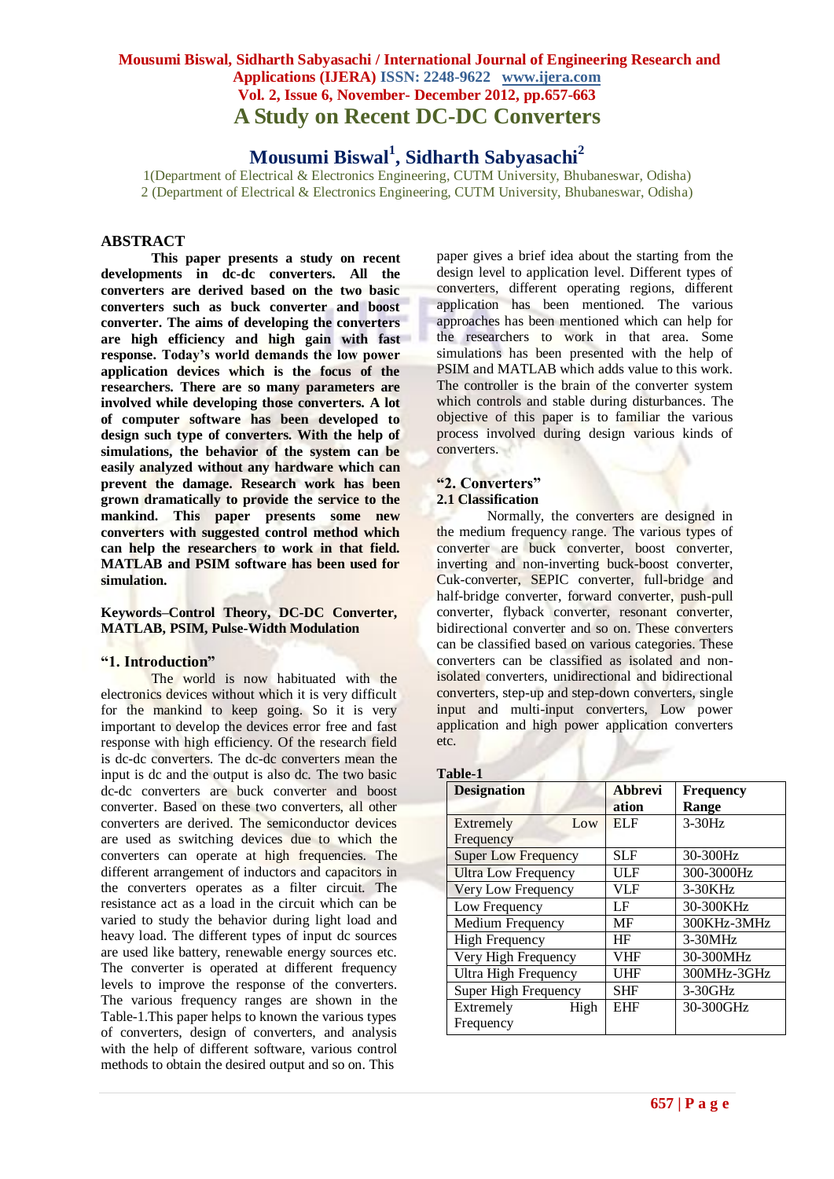# A Study on Recent DC-DC Converters

## Mousumi Biswal[1], Sidharth Sabyasachi[2]

1(Department of Electrical & Electronics Engineering, CUTM University, Bhubaneswar, Odisha)
2 (Department of Electrical & Electronics Engineering, CUTM University, Bhubaneswar, Odisha)

## ABSTRACT

**This paper presents a study on recent developments in dc-dc converters. All the converters are derived based on the two basic converters such as buck converter and boost converter. The aims of developing the converters are high efficiency and high gain with fast response. Today's world demands the low power application devices which is the focus of the researchers. There are so many parameters are involved while developing those converters. A lot of computer software has been developed to design such type of converters. With the help of simulations, the behavior of the system can be easily analyzed without any hardware which can prevent the damage. Research work has been grown dramatically to provide the service to the mankind. This paper presents some new converters with suggested control method which can help the researchers to work in that field. MATLAB and PSIM software has been used for simulation.**

**Keywords–Control Theory, DC-DC Converter, MATLAB, PSIM, Pulse-Width Modulation**

## "1. Introduction"

The world is now habituated with the electronics devices without which it is very difficult for the mankind to keep going. So it is very important to develop the devices error free and fast response with high efficiency. Of the research field is dc-dc converters. The dc-dc converters mean the input is dc and the output is also dc. The two basic dc-dc converters are buck converter and boost converter. Based on these two converters, all other converters are derived. The semiconductor devices are used as switching devices due to which the converters can operate at high frequencies. The different arrangement of inductors and capacitors in the converters operates as a filter circuit. The resistance act as a load in the circuit which can be varied to study the behavior during light load and heavy load. The different types of input dc sources are used like battery, renewable energy sources etc. The converter is operated at different frequency levels to improve the response of the converters. The various frequency ranges are shown in the Table-1.This paper helps to known the various types of converters, design of converters, and analysis with the help of different software, various control methods to obtain the desired output and so on. This paper gives a brief idea about the starting from the design level to application level. Different types of converters, different operating regions, different application has been mentioned. The various approaches has been mentioned which can help for the researchers to work in that area. Some simulations has been presented with the help of PSIM and MATLAB which adds value to this work. The controller is the brain of the converter system which controls and stable during disturbances. The objective of this paper is to familiar the various process involved during design various kinds of converters.

## "2. Converters"

### 2.1 Classification

Normally, the converters are designed in the medium frequency range. The various types of converter are buck converter, boost converter, inverting and non-inverting buck-boost converter, Cuk-converter, SEPIC converter, full-bridge and half-bridge converter, forward converter, push-pull converter, flyback converter, resonant converter, bidirectional converter and so on. These converters can be classified based on various categories. These converters can be classified as isolated and non-isolated converters, unidirectional and bidirectional converters, step-up and step-down converters, single input and multi-input converters, Low power application and high power application converters etc.

**Table-1**

| Designation | Abbreviation | Frequency Range |
|---|---|---|
| Extremely Low Frequency | ELF | 3-30Hz |
| Super Low Frequency | SLF | 30-300Hz |
| Ultra Low Frequency | ULF | 300-3000Hz |
| Very Low Frequency | VLF | 3-30KHz |
| Low Frequency | LF | 30-300KHz |
| Medium Frequency | MF | 300KHz-3MHz |
| High Frequency | HF | 3-30MHz |
| Very High Frequency | VHF | 30-300MHz |
| Ultra High Frequency | UHF | 300MHz-3GHz |
| Super High Frequency | SHF | 3-30GHz |
| Extremely High Frequency | EHF | 30-300GHz |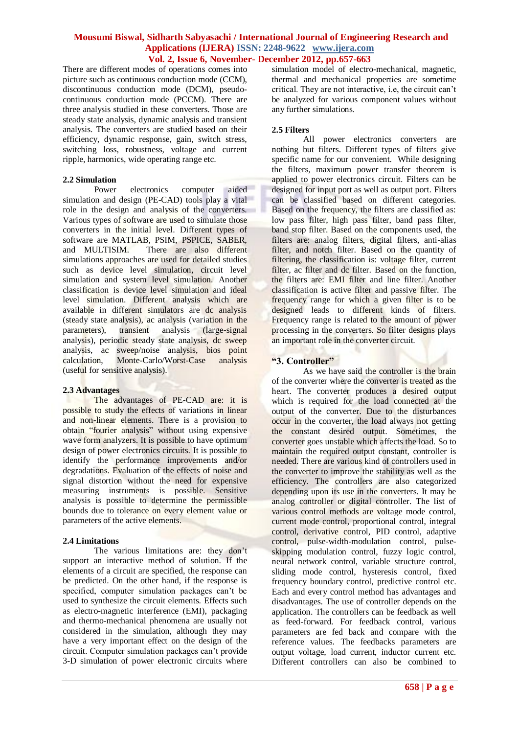There are different modes of operations comes into picture such as continuous conduction mode (CCM), discontinuous conduction mode (DCM), pseudo-continuous conduction mode (PCCM). There are three analysis studied in these converters. Those are steady state analysis, dynamic analysis and transient analysis. The converters are studied based on their efficiency, dynamic response, gain, switch stress, switching loss, robustness, voltage and current ripple, harmonics, wide operating range etc.

### 2.2 Simulation

Power electronics computer aided simulation and design (PE-CAD) tools play a vital role in the design and analysis of the converters. Various types of software are used to simulate those converters in the initial level. Different types of software are MATLAB, PSIM, PSPICE, SABER, and MULTISIM. There are also different simulations approaches are used for detailed studies such as device level simulation, circuit level simulation and system level simulation. Another classification is device level simulation and ideal level simulation. Different analysis which are available in different simulators are dc analysis (steady state analysis), ac analysis (variation in the parameters), transient analysis (large-signal analysis), periodic steady state analysis, dc sweep analysis, ac sweep/noise analysis, bios point calculation, Monte-Carlo/Worst-Case analysis (useful for sensitive analysis).

### 2.3 Advantages

The advantages of PE-CAD are: it is possible to study the effects of variations in linear and non-linear elements. There is a provision to obtain "fourier analysis" without using expensive wave form analyzers. It is possible to have optimum design of power electronics circuits. It is possible to identify the performance improvements and/or degradations. Evaluation of the effects of noise and signal distortion without the need for expensive measuring instruments is possible. Sensitive analysis is possible to determine the permissible bounds due to tolerance on every element value or parameters of the active elements.

### 2.4 Limitations

The various limitations are: they don't support an interactive method of solution. If the elements of a circuit are specified, the response can be predicted. On the other hand, if the response is specified, computer simulation packages can't be used to synthesize the circuit elements. Effects such as electro-magnetic interference (EMI), packaging and thermo-mechanical phenomena are usually not considered in the simulation, although they may have a very important effect on the design of the circuit. Computer simulation packages can't provide 3-D simulation of power electronic circuits where simulation model of electro-mechanical, magnetic, thermal and mechanical properties are sometime critical. They are not interactive, i.e, the circuit can't be analyzed for various component values without any further simulations.

### 2.5 Filters

All power electronics converters are nothing but filters. Different types of filters give specific name for our convenient. While designing the filters, maximum power transfer theorem is applied to power electronics circuit. Filters can be designed for input port as well as output port. Filters can be classified based on different categories. Based on the frequency, the filters are classified as: low pass filter, high pass filter, band pass filter, band stop filter. Based on the components used, the filters are: analog filters, digital filters, anti-alias filter, and notch filter. Based on the quantity of filtering, the classification is: voltage filter, current filter, ac filter and dc filter. Based on the function, the filters are: EMI filter and line filter. Another classification is active filter and passive filter. The frequency range for which a given filter is to be designed leads to different kinds of filters. Frequency range is related to the amount of power processing in the converters. So filter designs plays an important role in the converter circuit.

## "3. Controller"

As we have said the controller is the brain of the converter where the converter is treated as the heart. The converter produces a desired output which is required for the load connected at the output of the converter. Due to the disturbances occur in the converter, the load always not getting the constant desired output. Sometimes, the converter goes unstable which affects the load. So to maintain the required output constant, controller is needed. There are various kind of controllers used in the converter to improve the stability as well as the efficiency. The controllers are also categorized depending upon its use in the converters. It may be analog controller or digital controller. The list of various control methods are voltage mode control, current mode control, proportional control, integral control, derivative control, PID control, adaptive control, pulse-width-modulation control, pulse-skipping modulation control, fuzzy logic control, neural network control, variable structure control, sliding mode control, hysteresis control, fixed frequency boundary control, predictive control etc. Each and every control method has advantages and disadvantages. The use of controller depends on the application. The controllers can be feedback as well as feed-forward. For feedback control, various parameters are fed back and compare with the reference values. The feedbacks parameters are output voltage, load current, inductor current etc. Different controllers can also be combined to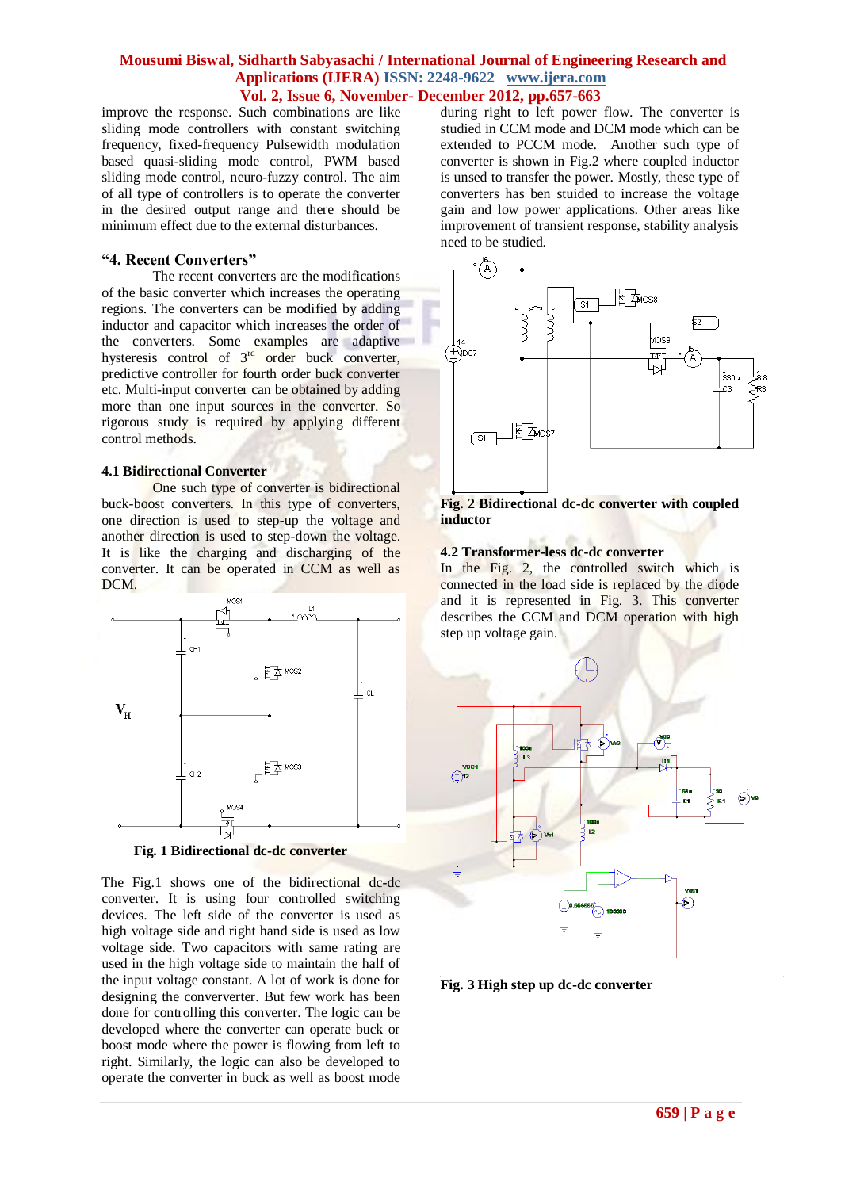improve the response. Such combinations are like sliding mode controllers with constant switching frequency, fixed-frequency Pulsewidth modulation based quasi-sliding mode control, PWM based sliding mode control, neuro-fuzzy control. The aim of all type of controllers is to operate the converter in the desired output range and there should be minimum effect due to the external disturbances.

## "4. Recent Converters"

The recent converters are the modifications of the basic converter which increases the operating regions. The converters can be modified by adding inductor and capacitor which increases the order of the converters. Some examples are adaptive hysteresis control of 3rd order buck converter, predictive controller for fourth order buck converter etc. Multi-input converter can be obtained by adding more than one input sources in the converter. So rigorous study is required by applying different control methods.

### 4.1 Bidirectional Converter

One such type of converter is bidirectional buck-boost converters. In this type of converters, one direction is used to step-up the voltage and another direction is used to step-down the voltage. It is like the charging and discharging of the converter. It can be operated in CCM as well as DCM.

**Fig. 1 Bidirectional dc-dc converter**

The Fig.1 shows one of the bidirectional dc-dc converter. It is using four controlled switching devices. The left side of the converter is used as high voltage side and right hand side is used as low voltage side. Two capacitors with same rating are used in the high voltage side to maintain the half of the input voltage constant. A lot of work is done for designing the conververter. But few work has been done for controlling this converter. The logic can be developed where the converter can operate buck or boost mode where the power is flowing from left to right. Similarly, the logic can also be developed to operate the converter in buck as well as boost mode during right to left power flow. The converter is studied in CCM mode and DCM mode which can be extended to PCCM mode. Another such type of converter is shown in Fig.2 where coupled inductor is unsed to transfer the power. Mostly, these type of converters has ben stuided to increase the voltage gain and low power applications. Other areas like improvement of transient response, stability analysis need to be studied.

**Fig. 2 Bidirectional dc-dc converter with coupled inductor**

### 4.2 Transformer-less dc-dc converter

In the Fig. 2, the controlled switch which is connected in the load side is replaced by the diode and it is represented in Fig. 3. This converter describes the CCM and DCM operation with high step up voltage gain.

**Fig. 3 High step up dc-dc converter**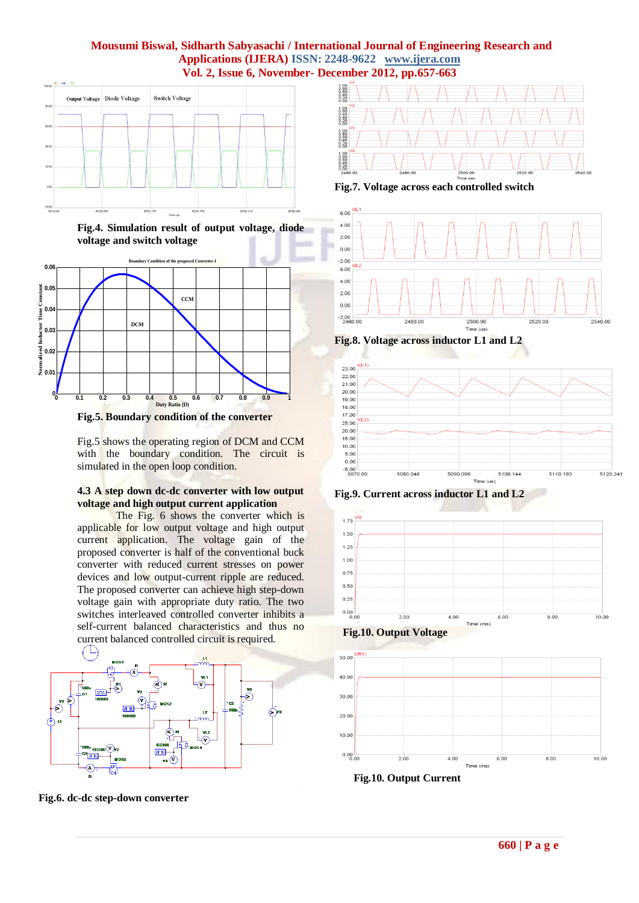Fig.4. Simulation result of output voltage, diode voltage and switch voltage

Fig.5. Boundary condition of the converter

Fig.5 shows the operating region of DCM and CCM with the boundary condition. The circuit is simulated in the open loop condition.

### 4.3 A step down dc-dc converter with low output voltage and high output current application

The Fig. 6 shows the converter which is applicable for low output voltage and high output current application. The voltage gain of the proposed converter is half of the conventional buck converter with reduced current stresses on power devices and low output-current ripple are reduced. The proposed converter can achieve high step-down voltage gain with appropriate duty ratio. The two switches interleaved controlled converter inhibits a self-current balanced characteristics and thus no current balanced controlled circuit is required.

Fig.6. dc-dc step-down converter

Fig.7. Voltage across each controlled switch

Fig.8. Voltage across inductor L1 and L2

Fig.9. Current across inductor L1 and L2

Fig.10. Output Voltage

Fig.10. Output Current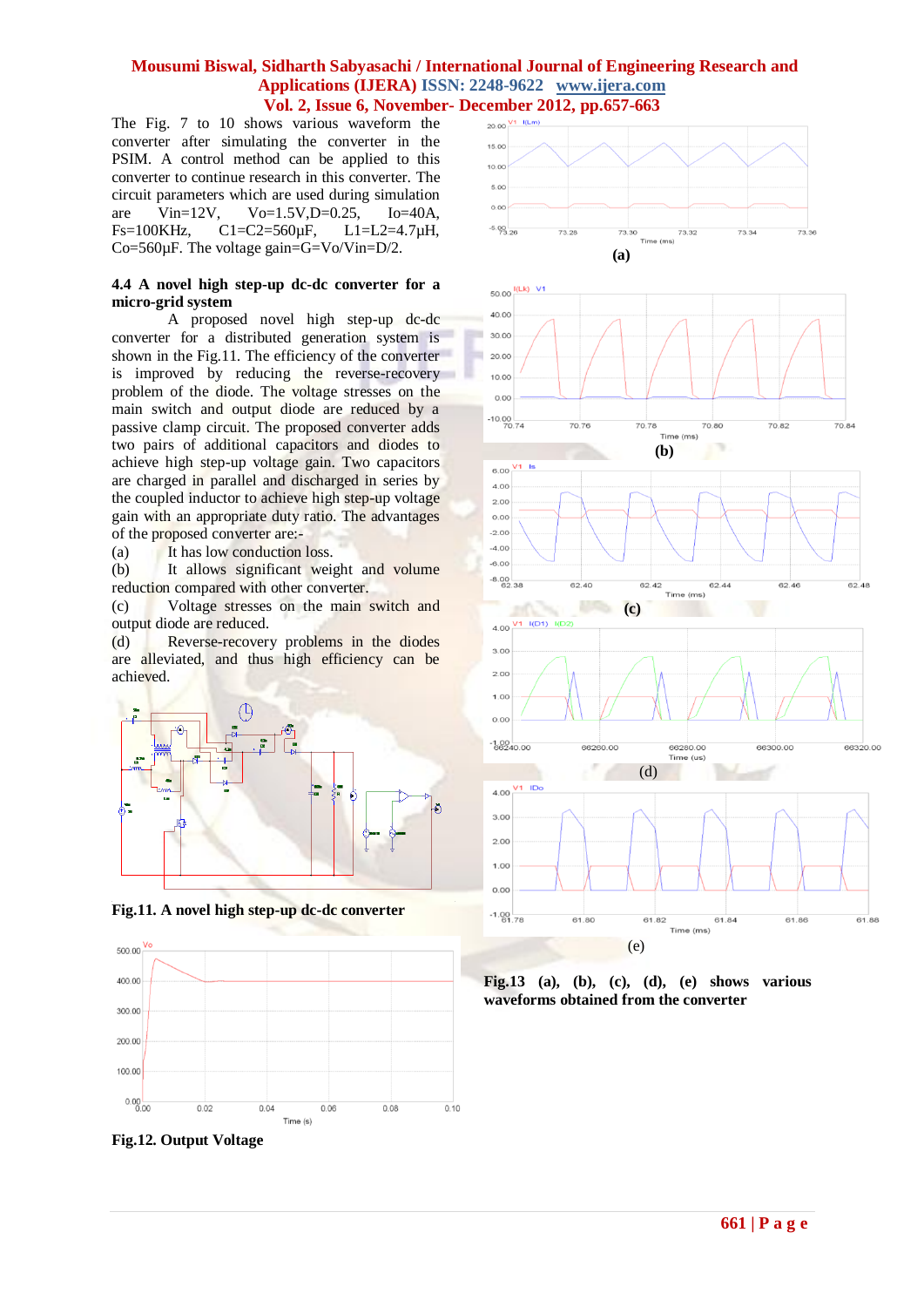The Fig. 7 to 10 shows various waveform the converter after simulating the converter in the PSIM. A control method can be applied to this converter to continue research in this converter. The circuit parameters which are used during simulation are Vin=12V, Vo=1.5V,D=0.25, Io=40A, Fs=100KHz, C1=C2=560μF, L1=L2=4.7μH, Co=560μF. The voltage gain=G=Vo/Vin=D/2.

### 4.4 A novel high step-up dc-dc converter for a micro-grid system

A proposed novel high step-up dc-dc converter for a distributed generation system is shown in the Fig.11. The efficiency of the converter is improved by reducing the reverse-recovery problem of the diode. The voltage stresses on the main switch and output diode are reduced by a passive clamp circuit. The proposed converter adds two pairs of additional capacitors and diodes to achieve high step-up voltage gain. Two capacitors are charged in parallel and discharged in series by the coupled inductor to achieve high step-up voltage gain with an appropriate duty ratio. The advantages of the proposed converter are:-

(a) It has low conduction loss.

(b) It allows significant weight and volume reduction compared with other converter.

(c) Voltage stresses on the main switch and output diode are reduced.

(d) Reverse-recovery problems in the diodes are alleviated, and thus high efficiency can be achieved.

**Fig.11. A novel high step-up dc-dc converter**

**Fig.12. Output Voltage**

(a)

(b)

(c)

(d)

(e)

**Fig.13 (a), (b), (c), (d), (e) shows various waveforms obtained from the converter**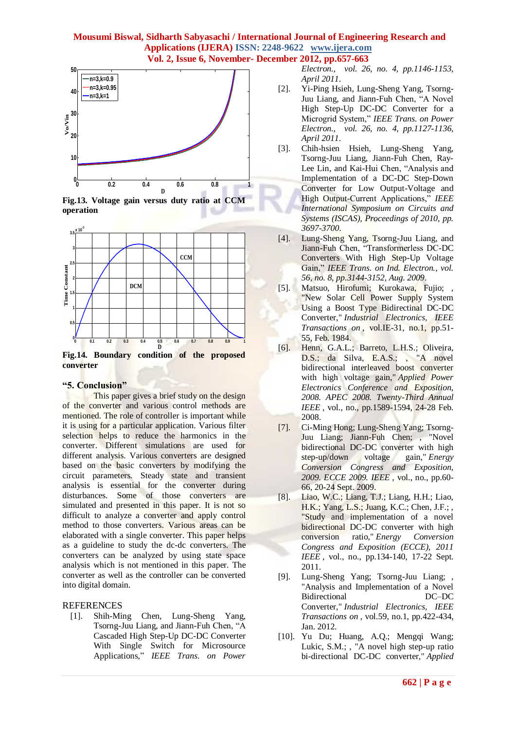Fig.13. Voltage gain versus duty ratio at CCM operation

Fig.14. Boundary condition of the proposed converter

## "5. Conclusion"

This paper gives a brief study on the design of the converter and various control methods are mentioned. The role of controller is important while it is using for a particular application. Various filter selection helps to reduce the harmonics in the converter. Different simulations are used for different analysis. Various converters are designed based on the basic converters by modifying the circuit parameters. Steady state and transient analysis is essential for the converter during disturbances. Some of those converters are simulated and presented in this paper. It is not so difficult to analyze a converter and apply control method to those converters. Various areas can be elaborated with a single converter. This paper helps as a guideline to study the dc-dc converters. The converters can be analyzed by using state space analysis which is not mentioned in this paper. The converter as well as the controller can be converted into digital domain.

## REFERENCES

[1]. Shih-Ming Chen, Lung-Sheng Yang, Tsorng-Juu Liang, and Jiann-Fuh Chen, "A Cascaded High Step-Up DC-DC Converter With Single Switch for Microsource Applications," *IEEE Trans. on Power Electron., vol. 26, no. 4, pp.1146-1153, April 2011*.

[2]. Yi-Ping Hsieh, Lung-Sheng Yang, Tsorng-Juu Liang, and Jiann-Fuh Chen, "A Novel High Step-Up DC-DC Converter for a Microgrid System," *IEEE Trans. on Power Electron., vol. 26, no. 4, pp.1127-1136, April 2011*.

[3]. Chih-hsien Hsieh, Lung-Sheng Yang, Tsorng-Juu Liang, Jiann-Fuh Chen, Ray-Lee Lin, and Kai-Hui Chen, "Analysis and Implementation of a DC-DC Step-Down Converter for Low Output-Voltage and High Output-Current Applications," *IEEE International Symposium on Circuits and Systems (ISCAS), Proceedings of 2010, pp. 3697-3700*.

[4]. Lung-Sheng Yang, Tsorng-Juu Liang, and Jiann-Fuh Chen, "Transformerless DC-DC Converters With High Step-Up Voltage Gain," *IEEE Trans. on Ind. Electron., vol. 56, no. 8, pp.3144-3152, Aug. 2009*.

[5]. Matsuo, Hirofumi; Kurokawa, Fujio; , "New Solar Cell Power Supply System Using a Boost Type Bidirectional DC-DC Converter," *Industrial Electronics, IEEE Transactions on* , vol.IE-31, no.1, pp.51-55, Feb. 1984.

[6]. Henn, G.A.L.; Barreto, L.H.S.; Oliveira, D.S.; da Silva, E.A.S.; , "A novel bidirectional interleaved boost converter with high voltage gain," *Applied Power Electronics Conference and Exposition, 2008. APEC 2008. Twenty-Third Annual IEEE* , vol., no., pp.1589-1594, 24-28 Feb. 2008.

[7]. Ci-Ming Hong; Lung-Sheng Yang; Tsorng-Juu Liang; Jiann-Fuh Chen; , "Novel bidirectional DC-DC converter with high step-up/down voltage gain," *Energy Conversion Congress and Exposition, 2009. ECCE 2009. IEEE* , vol., no., pp.60-66, 20-24 Sept. 2009.

[8]. Liao, W.C.; Liang, T.J.; Liang, H.H.; Liao, H.K.; Yang, L.S.; Juang, K.C.; Chen, J.F.; , "Study and implementation of a novel bidirectional DC-DC converter with high conversion ratio," *Energy Conversion Congress and Exposition (ECCE), 2011 IEEE* , vol., no., pp.134-140, 17-22 Sept. 2011.

[9]. Lung-Sheng Yang; Tsorng-Juu Liang; , "Analysis and Implementation of a Novel Bidirectional DC–DC Converter," *Industrial Electronics, IEEE Transactions on* , vol.59, no.1, pp.422-434, Jan. 2012.

[10]. Yu Du; Huang, A.Q.; Mengqi Wang; Lukic, S.M.; , "A novel high step-up ratio bi-directional DC-DC converter," *Applied*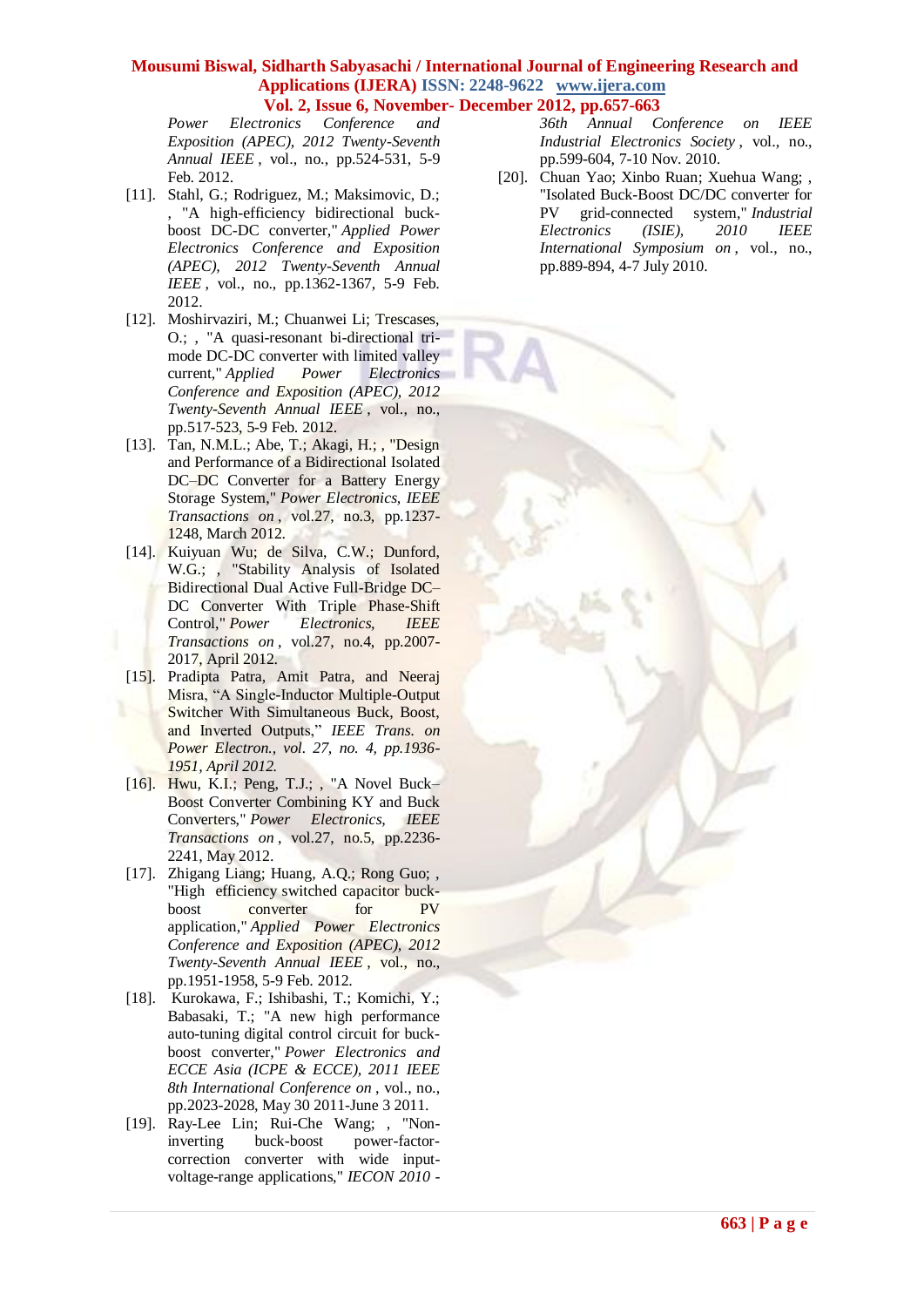Power Electronics Conference and Exposition (APEC), 2012 Twenty-Seventh Annual IEEE*, vol., no., pp.524-531, 5-9 Feb. 2012.

[11]. Stahl, G.; Rodriguez, M.; Maksimovic, D.; , "A high-efficiency bidirectional buck-boost DC-DC converter," *Applied Power Electronics Conference and Exposition (APEC), 2012 Twenty-Seventh Annual IEEE*, vol., no., pp.1362-1367, 5-9 Feb. 2012.

[12]. Moshirvaziri, M.; Chuanwei Li; Trescases, O.; , "A quasi-resonant bi-directional tri-mode DC-DC converter with limited valley current," *Applied Power Electronics Conference and Exposition (APEC), 2012 Twenty-Seventh Annual IEEE*, vol., no., pp.517-523, 5-9 Feb. 2012.

[13]. Tan, N.M.L.; Abe, T.; Akagi, H.; , "Design and Performance of a Bidirectional Isolated DC–DC Converter for a Battery Energy Storage System," *Power Electronics, IEEE Transactions on*, vol.27, no.3, pp.1237-1248, March 2012.

[14]. Kuiyuan Wu; de Silva, C.W.; Dunford, W.G.; , "Stability Analysis of Isolated Bidirectional Dual Active Full-Bridge DC–DC Converter With Triple Phase-Shift Control," *Power Electronics, IEEE Transactions on*, vol.27, no.4, pp.2007-2017, April 2012.

[15]. Pradipta Patra, Amit Patra, and Neeraj Misra, "A Single-Inductor Multiple-Output Switcher With Simultaneous Buck, Boost, and Inverted Outputs," *IEEE Trans. on Power Electron., vol. 27, no. 4, pp.1936-1951, April 2012.*

[16]. Hwu, K.I.; Peng, T.J.; , "A Novel Buck–Boost Converter Combining KY and Buck Converters," *Power Electronics, IEEE Transactions on*, vol.27, no.5, pp.2236-2241, May 2012.

[17]. Zhigang Liang; Huang, A.Q.; Rong Guo; , "High efficiency switched capacitor buck-boost converter for PV application," *Applied Power Electronics Conference and Exposition (APEC), 2012 Twenty-Seventh Annual IEEE*, vol., no., pp.1951-1958, 5-9 Feb. 2012.

[18]. Kurokawa, F.; Ishibashi, T.; Komichi, Y.; Babasaki, T.; "A new high performance auto-tuning digital control circuit for buck-boost converter," *Power Electronics and ECCE Asia (ICPE & ECCE), 2011 IEEE 8th International Conference on*, vol., no., pp.2023-2028, May 30 2011-June 3 2011.

[19]. Ray-Lee Lin; Rui-Che Wang; , "Non-inverting buck-boost power-factor-correction converter with wide input-voltage-range applications," *IECON 2010 - 36th Annual Conference on IEEE Industrial Electronics Society*, vol., no., pp.599-604, 7-10 Nov. 2010.

[20]. Chuan Yao; Xinbo Ruan; Xuehua Wang; , "Isolated Buck-Boost DC/DC converter for PV grid-connected system," *Industrial Electronics (ISIE), 2010 IEEE International Symposium on*, vol., no., pp.889-894, 4-7 July 2010.